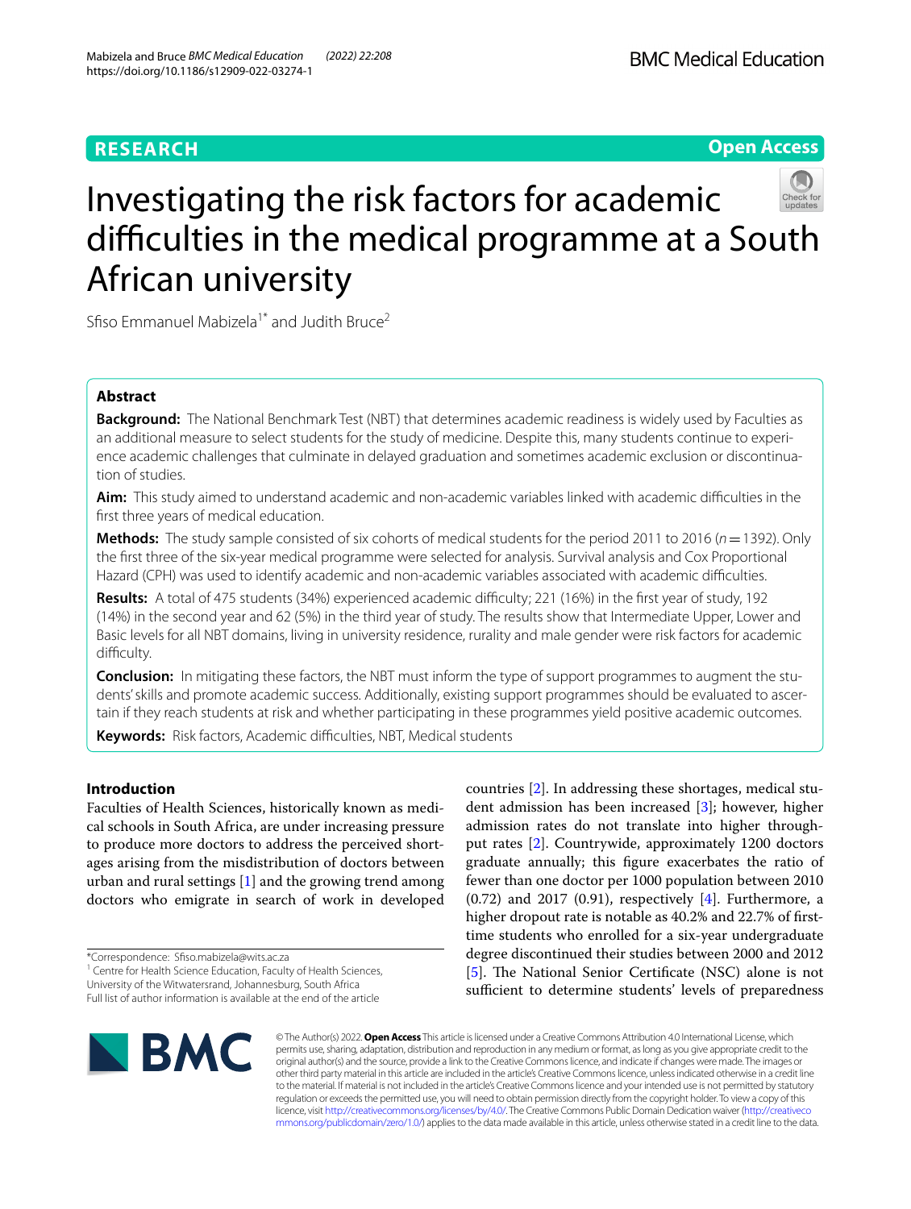RESEARCH

Open Access

# Investigating the risk factors for academic difficulties in the medical programme at a South African university

Sfiso Emmanuel Mabizela[1*] and Judith Bruce[2]

## Abstract

**Background:** The National Benchmark Test (NBT) that determines academic readiness is widely used by Faculties as an additional measure to select students for the study of medicine. Despite this, many students continue to experience academic challenges that culminate in delayed graduation and sometimes academic exclusion or discontinuation of studies.

**Aim:** This study aimed to understand academic and non-academic variables linked with academic difficulties in the first three years of medical education.

**Methods:** The study sample consisted of six cohorts of medical students for the period 2011 to 2016 ($n = 1392$). Only the first three of the six-year medical programme were selected for analysis. Survival analysis and Cox Proportional Hazard (CPH) was used to identify academic and non-academic variables associated with academic difficulties.

**Results:** A total of 475 students (34%) experienced academic difficulty; 221 (16%) in the first year of study, 192 (14%) in the second year and 62 (5%) in the third year of study. The results show that Intermediate Upper, Lower and Basic levels for all NBT domains, living in university residence, rurality and male gender were risk factors for academic difficulty.

**Conclusion:** In mitigating these factors, the NBT must inform the type of support programmes to augment the students' skills and promote academic success. Additionally, existing support programmes should be evaluated to ascertain if they reach students at risk and whether participating in these programmes yield positive academic outcomes.

**Keywords:** Risk factors, Academic difficulties, NBT, Medical students

## Introduction

Faculties of Health Sciences, historically known as medical schools in South Africa, are under increasing pressure to produce more doctors to address the perceived shortages arising from the misdistribution of doctors between urban and rural settings [1] and the growing trend among doctors who emigrate in search of work in developed countries [2]. In addressing these shortages, medical student admission has been increased [3]; however, higher admission rates do not translate into higher throughput rates [2]. Countrywide, approximately 1200 doctors graduate annually; this figure exacerbates the ratio of fewer than one doctor per 1000 population between 2010 (0.72) and 2017 (0.91), respectively [4]. Furthermore, a higher dropout rate is notable as 40.2% and 22.7% of first-time students who enrolled for a six-year undergraduate degree discontinued their studies between 2000 and 2012 [5]. The National Senior Certificate (NSC) alone is not sufficient to determine students' levels of preparedness

*Correspondence: Sfiso.mabizela@wits.ac.za

[1] Centre for Health Science Education, Faculty of Health Sciences, University of the Witwatersrand, Johannesburg, South Africa

Full list of author information is available at the end of the article

© The Author(s) 2022. **Open Access** This article is licensed under a Creative Commons Attribution 4.0 International License, which permits use, sharing, adaptation, distribution and reproduction in any medium or format, as long as you give appropriate credit to the original author(s) and the source, provide a link to the Creative Commons licence, and indicate if changes were made. The images or other third party material in this article are included in the article's Creative Commons licence, unless indicated otherwise in a credit line to the material. If material is not included in the article's Creative Commons licence and your intended use is not permitted by statutory regulation or exceeds the permitted use, you will need to obtain permission directly from the copyright holder. To view a copy of this licence, visit http://creativecommons.org/licenses/by/4.0/. The Creative Commons Public Domain Dedication waiver (http://creativecommons.org/publicdomain/zero/1.0/) applies to the data made available in this article, unless otherwise stated in a credit line to the data.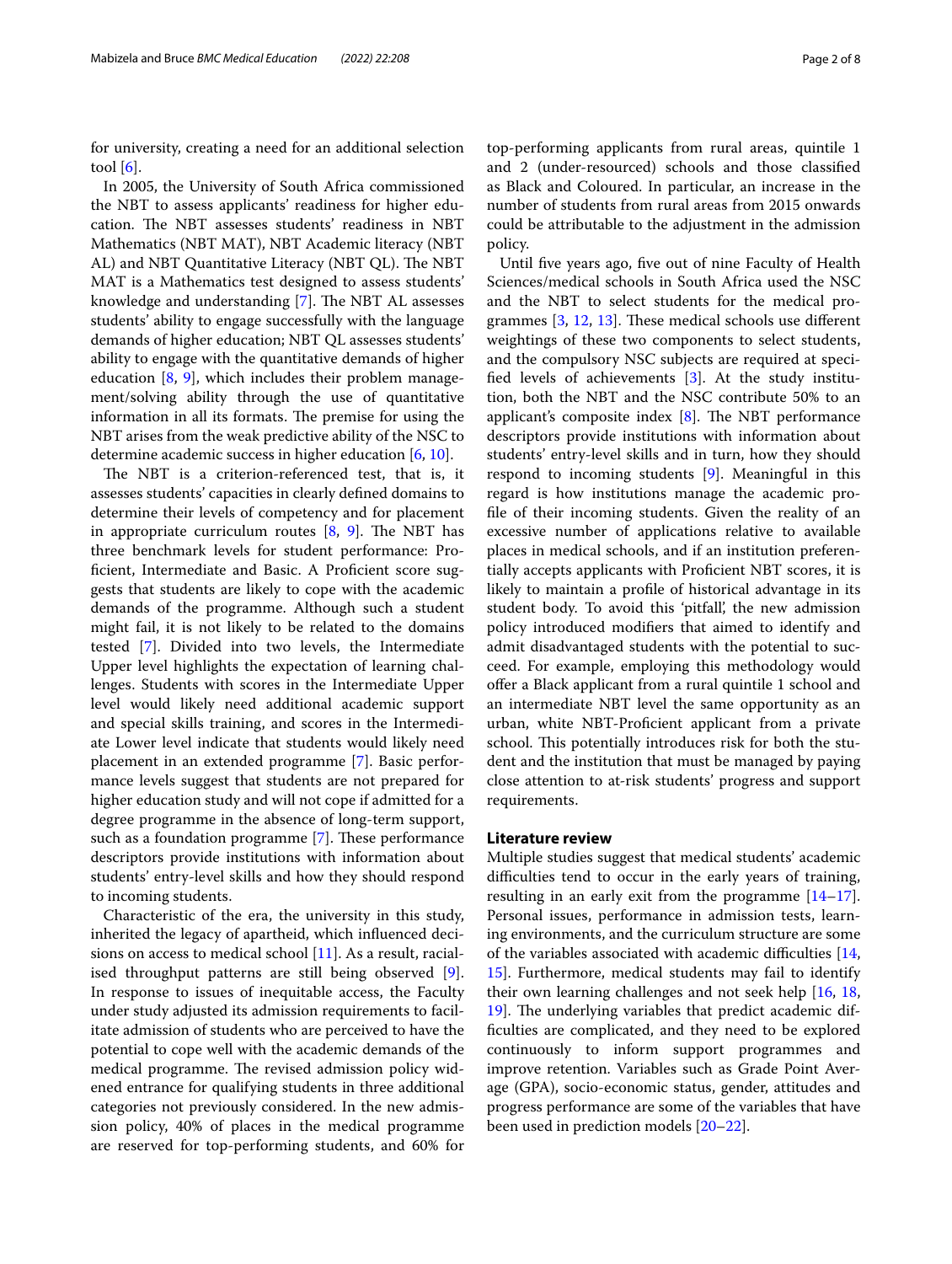for university, creating a need for an additional selection tool [6].

In 2005, the University of South Africa commissioned the NBT to assess applicants' readiness for higher education. The NBT assesses students' readiness in NBT Mathematics (NBT MAT), NBT Academic literacy (NBT AL) and NBT Quantitative Literacy (NBT QL). The NBT MAT is a Mathematics test designed to assess students' knowledge and understanding [7]. The NBT AL assesses students' ability to engage successfully with the language demands of higher education; NBT QL assesses students' ability to engage with the quantitative demands of higher education [8, 9], which includes their problem management/solving ability through the use of quantitative information in all its formats. The premise for using the NBT arises from the weak predictive ability of the NSC to determine academic success in higher education [6, 10].

The NBT is a criterion-referenced test, that is, it assesses students' capacities in clearly defined domains to determine their levels of competency and for placement in appropriate curriculum routes [8, 9]. The NBT has three benchmark levels for student performance: Proficient, Intermediate and Basic. A Proficient score suggests that students are likely to cope with the academic demands of the programme. Although such a student might fail, it is not likely to be related to the domains tested [7]. Divided into two levels, the Intermediate Upper level highlights the expectation of learning challenges. Students with scores in the Intermediate Upper level would likely need additional academic support and special skills training, and scores in the Intermediate Lower level indicate that students would likely need placement in an extended programme [7]. Basic performance levels suggest that students are not prepared for higher education study and will not cope if admitted for a degree programme in the absence of long-term support, such as a foundation programme [7]. These performance descriptors provide institutions with information about students' entry-level skills and how they should respond to incoming students.

Characteristic of the era, the university in this study, inherited the legacy of apartheid, which influenced decisions on access to medical school [11]. As a result, racialised throughput patterns are still being observed [9]. In response to issues of inequitable access, the Faculty under study adjusted its admission requirements to facilitate admission of students who are perceived to have the potential to cope well with the academic demands of the medical programme. The revised admission policy widened entrance for qualifying students in three additional categories not previously considered. In the new admission policy, 40% of places in the medical programme are reserved for top-performing students, and 60% for top-performing applicants from rural areas, quintile 1 and 2 (under-resourced) schools and those classified as Black and Coloured. In particular, an increase in the number of students from rural areas from 2015 onwards could be attributable to the adjustment in the admission policy.

Until five years ago, five out of nine Faculty of Health Sciences/medical schools in South Africa used the NSC and the NBT to select students for the medical programmes [3, 12, 13]. These medical schools use different weightings of these two components to select students, and the compulsory NSC subjects are required at specified levels of achievements [3]. At the study institution, both the NBT and the NSC contribute 50% to an applicant's composite index [8]. The NBT performance descriptors provide institutions with information about students' entry-level skills and in turn, how they should respond to incoming students [9]. Meaningful in this regard is how institutions manage the academic profile of their incoming students. Given the reality of an excessive number of applications relative to available places in medical schools, and if an institution preferentially accepts applicants with Proficient NBT scores, it is likely to maintain a profile of historical advantage in its student body. To avoid this 'pitfall', the new admission policy introduced modifiers that aimed to identify and admit disadvantaged students with the potential to succeed. For example, employing this methodology would offer a Black applicant from a rural quintile 1 school and an intermediate NBT level the same opportunity as an urban, white NBT-Proficient applicant from a private school. This potentially introduces risk for both the student and the institution that must be managed by paying close attention to at-risk students' progress and support requirements.

## Literature review

Multiple studies suggest that medical students' academic difficulties tend to occur in the early years of training, resulting in an early exit from the programme [14–17]. Personal issues, performance in admission tests, learning environments, and the curriculum structure are some of the variables associated with academic difficulties [14, 15]. Furthermore, medical students may fail to identify their own learning challenges and not seek help [16, 18, 19]. The underlying variables that predict academic difficulties are complicated, and they need to be explored continuously to inform support programmes and improve retention. Variables such as Grade Point Average (GPA), socio-economic status, gender, attitudes and progress performance are some of the variables that have been used in prediction models [20–22].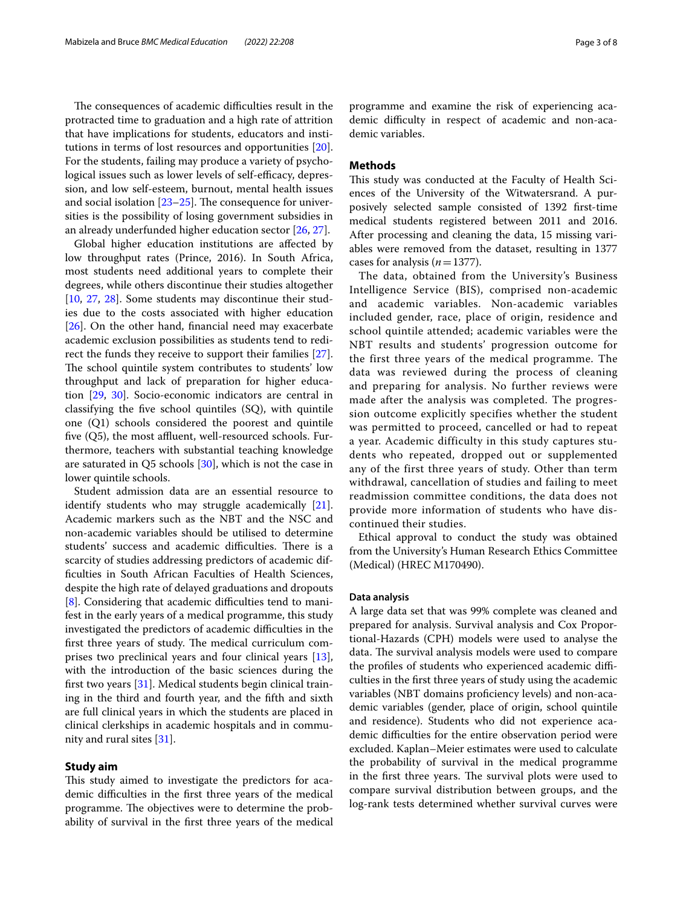The consequences of academic difficulties result in the protracted time to graduation and a high rate of attrition that have implications for students, educators and institutions in terms of lost resources and opportunities [20]. For the students, failing may produce a variety of psychological issues such as lower levels of self-efficacy, depression, and low self-esteem, burnout, mental health issues and social isolation [23–25]. The consequence for universities is the possibility of losing government subsidies in an already underfunded higher education sector [26, 27].

Global higher education institutions are affected by low throughput rates (Prince, 2016). In South Africa, most students need additional years to complete their degrees, while others discontinue their studies altogether [10, 27, 28]. Some students may discontinue their studies due to the costs associated with higher education [26]. On the other hand, financial need may exacerbate academic exclusion possibilities as students tend to redirect the funds they receive to support their families [27]. The school quintile system contributes to students' low throughput and lack of preparation for higher education [29, 30]. Socio-economic indicators are central in classifying the five school quintiles (SQ), with quintile one (Q1) schools considered the poorest and quintile five (Q5), the most affluent, well-resourced schools. Furthermore, teachers with substantial teaching knowledge are saturated in Q5 schools [30], which is not the case in lower quintile schools.

Student admission data are an essential resource to identify students who may struggle academically [21]. Academic markers such as the NBT and the NSC and non-academic variables should be utilised to determine students' success and academic difficulties. There is a scarcity of studies addressing predictors of academic difficulties in South African Faculties of Health Sciences, despite the high rate of delayed graduations and dropouts [8]. Considering that academic difficulties tend to manifest in the early years of a medical programme, this study investigated the predictors of academic difficulties in the first three years of study. The medical curriculum comprises two preclinical years and four clinical years [13], with the introduction of the basic sciences during the first two years [31]. Medical students begin clinical training in the third and fourth year, and the fifth and sixth are full clinical years in which the students are placed in clinical clerkships in academic hospitals and in community and rural sites [31].

## Study aim

This study aimed to investigate the predictors for academic difficulties in the first three years of the medical programme. The objectives were to determine the probability of survival in the first three years of the medical programme and examine the risk of experiencing academic difficulty in respect of academic and non-academic variables.

## Methods

This study was conducted at the Faculty of Health Sciences of the University of the Witwatersrand. A purposively selected sample consisted of 1392 first-time medical students registered between 2011 and 2016. After processing and cleaning the data, 15 missing variables were removed from the dataset, resulting in 1377 cases for analysis ($n = 1377$).

The data, obtained from the University's Business Intelligence Service (BIS), comprised non-academic and academic variables. Non-academic variables included gender, race, place of origin, residence and school quintile attended; academic variables were the NBT results and students' progression outcome for the first three years of the medical programme. The data was reviewed during the process of cleaning and preparing for analysis. No further reviews were made after the analysis was completed. The progression outcome explicitly specifies whether the student was permitted to proceed, cancelled or had to repeat a year. Academic difficulty in this study captures students who repeated, dropped out or supplemented any of the first three years of study. Other than term withdrawal, cancellation of studies and failing to meet readmission committee conditions, the data does not provide more information of students who have discontinued their studies.

Ethical approval to conduct the study was obtained from the University's Human Research Ethics Committee (Medical) (HREC M170490).

### Data analysis

A large data set that was 99% complete was cleaned and prepared for analysis. Survival analysis and Cox Proportional-Hazards (CPH) models were used to analyse the data. The survival analysis models were used to compare the profiles of students who experienced academic difficulties in the first three years of study using the academic variables (NBT domains proficiency levels) and non-academic variables (gender, place of origin, school quintile and residence). Students who did not experience academic difficulties for the entire observation period were excluded. Kaplan–Meier estimates were used to calculate the probability of survival in the medical programme in the first three years. The survival plots were used to compare survival distribution between groups, and the log-rank tests determined whether survival curves were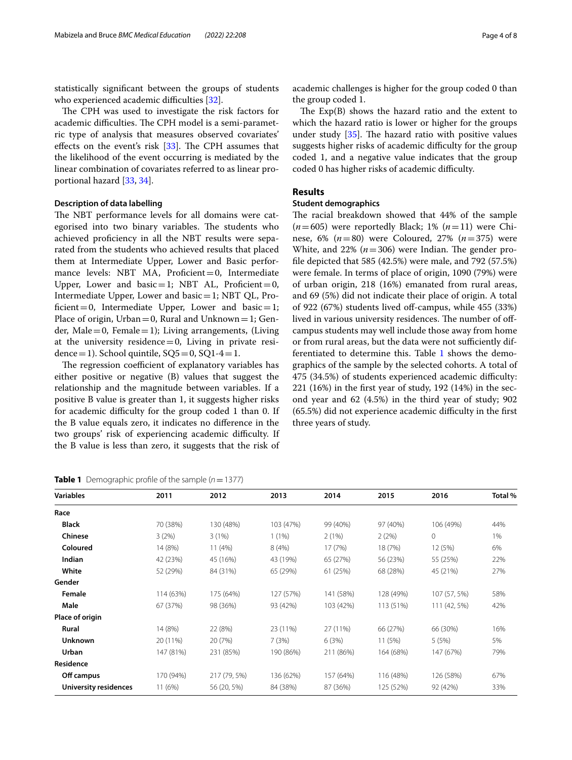statistically significant between the groups of students who experienced academic difficulties [32].

The CPH was used to investigate the risk factors for academic difficulties. The CPH model is a semi-parametric type of analysis that measures observed covariates' effects on the event's risk [33]. The CPH assumes that the likelihood of the event occurring is mediated by the linear combination of covariates referred to as linear proportional hazard [33, 34].

### Description of data labelling

The NBT performance levels for all domains were categorised into two binary variables. The students who achieved proficiency in all the NBT results were separated from the students who achieved results that placed them at Intermediate Upper, Lower and Basic performance levels: NBT MA, Proficient = 0, Intermediate Upper, Lower and basic = 1; NBT AL, Proficient = 0, Intermediate Upper, Lower and basic = 1; NBT QL, Proficient = 0, Intermediate Upper, Lower and basic = 1; Place of origin, Urban = 0, Rural and Unknown = 1; Gender, Male = 0, Female = 1); Living arrangements, (Living at the university residence = 0, Living in private residence = 1). School quintile, SQ5 = 0, SQ1-4 = 1.

The regression coefficient of explanatory variables has either positive or negative (B) values that suggest the relationship and the magnitude between variables. If a positive B value is greater than 1, it suggests higher risks for academic difficulty for the group coded 1 than 0. If the B value equals zero, it indicates no difference in the two groups' risk of experiencing academic difficulty. If the B value is less than zero, it suggests that the risk of academic challenges is higher for the group coded 0 than the group coded 1.

The Exp(B) shows the hazard ratio and the extent to which the hazard ratio is lower or higher for the groups under study [35]. The hazard ratio with positive values suggests higher risks of academic difficulty for the group coded 1, and a negative value indicates that the group coded 0 has higher risks of academic difficulty.

## Results

### Student demographics

The racial breakdown showed that 44% of the sample ($n = 605$) were reportedly Black; 1% ($n = 11$) were Chinese, 6% ($n = 80$) were Coloured, 27% ($n = 375$) were White, and 22% ($n = 306$) were Indian. The gender profile depicted that 585 (42.5%) were male, and 792 (57.5%) were female. In terms of place of origin, 1090 (79%) were of urban origin, 218 (16%) emanated from rural areas, and 69 (5%) did not indicate their place of origin. A total of 922 (67%) students lived off-campus, while 455 (33%) lived in various university residences. The number of off-campus students may well include those away from home or from rural areas, but the data were not sufficiently differentiated to determine this. Table 1 shows the demographics of the sample by the selected cohorts. A total of 475 (34.5%) of students experienced academic difficulty: 221 (16%) in the first year of study, 192 (14%) in the second year and 62 (4.5%) in the third year of study; 902 (65.5%) did not experience academic difficulty in the first three years of study.

**Table 1** Demographic profile of the sample ($n = 1377$)

| Variables | 2011 | 2012 | 2013 | 2014 | 2015 | 2016 | Total % |
|---|---|---|---|---|---|---|---|
| **Race** | | | | | | | |
| **Black** | 70 (38%) | 130 (48%) | 103 (47%) | 99 (40%) | 97 (40%) | 106 (49%) | 44% |
| **Chinese** | 3 (2%) | 3 (1%) | 1 (1%) | 2 (1%) | 2 (2%) | 0 | 1% |
| **Coloured** | 14 (8%) | 11 (4%) | 8 (4%) | 17 (7%) | 18 (7%) | 12 (5%) | 6% |
| **Indian** | 42 (23%) | 45 (16%) | 43 (19%) | 65 (27%) | 56 (23%) | 55 (25%) | 22% |
| **White** | 52 (29%) | 84 (31%) | 65 (29%) | 61 (25%) | 68 (28%) | 45 (21%) | 27% |
| **Gender** | | | | | | | |
| **Female** | 114 (63%) | 175 (64%) | 127 (57%) | 141 (58%) | 128 (49%) | 107 (57, 5%) | 58% |
| **Male** | 67 (37%) | 98 (36%) | 93 (42%) | 103 (42%) | 113 (51%) | 111 (42, 5%) | 42% |
| **Place of origin** | | | | | | | |
| **Rural** | 14 (8%) | 22 (8%) | 23 (11%) | 27 (11%) | 66 (27%) | 66 (30%) | 16% |
| **Unknown** | 20 (11%) | 20 (7%) | 7 (3%) | 6 (3%) | 11 (5%) | 5 (5%) | 5% |
| **Urban** | 147 (81%) | 231 (85%) | 190 (86%) | 211 (86%) | 164 (68%) | 147 (67%) | 79% |
| **Residence** | | | | | | | |
| **Off campus** | 170 (94%) | 217 (79, 5%) | 136 (62%) | 157 (64%) | 116 (48%) | 126 (58%) | 67% |
| **University residences** | 11 (6%) | 56 (20, 5%) | 84 (38%) | 87 (36%) | 125 (52%) | 92 (42%) | 33% |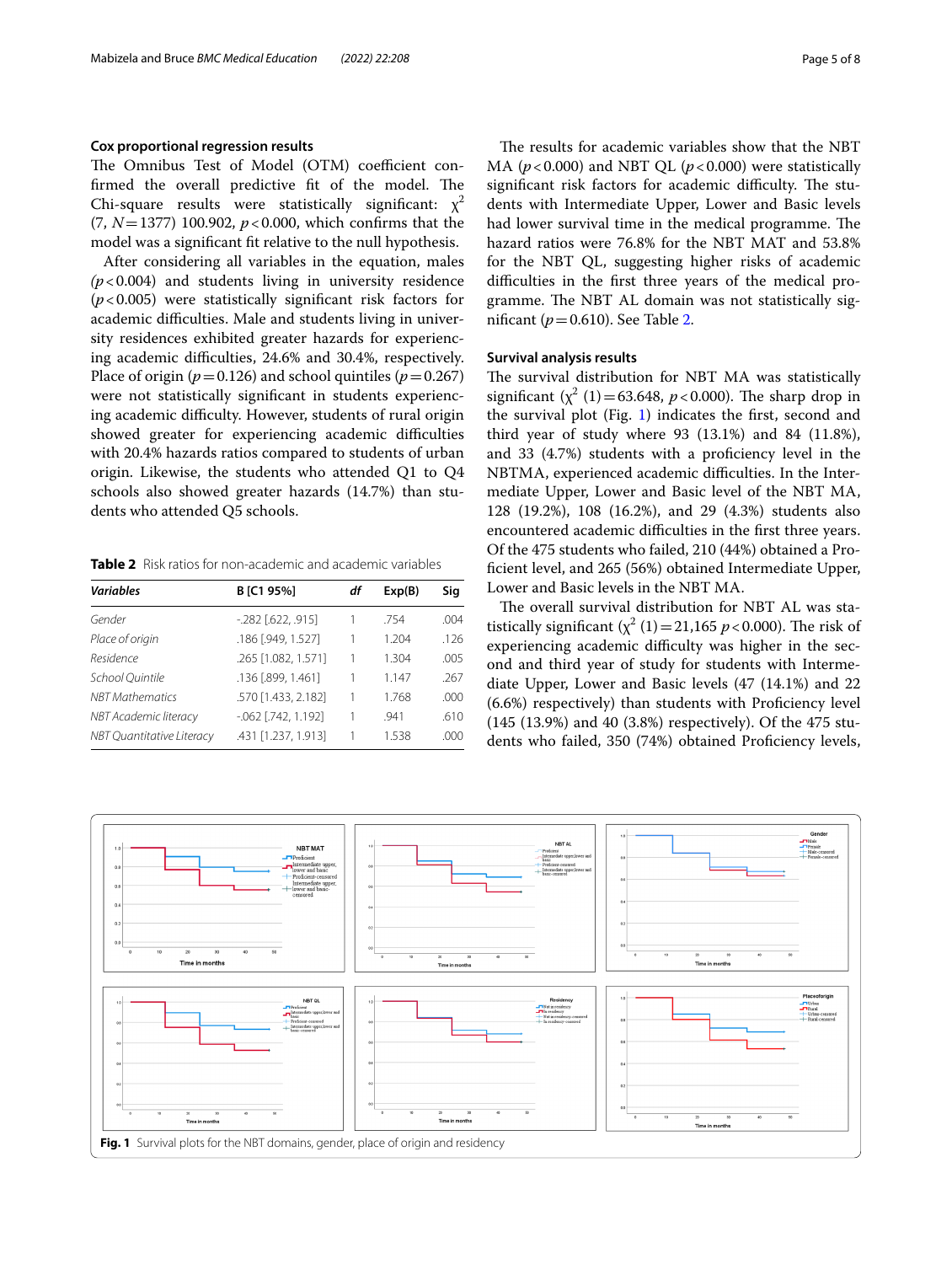### Cox proportional regression results

The Omnibus Test of Model (OTM) coefficient confirmed the overall predictive fit of the model. The Chi-square results were statistically significant: $\chi^2$ (7, $N=1377$) 100.902, $p<0.000$, which confirms that the model was a significant fit relative to the null hypothesis.

After considering all variables in the equation, males ($p<0.004$) and students living in university residence ($p<0.005$) were statistically significant risk factors for academic difficulties. Male and students living in university residences exhibited greater hazards for experiencing academic difficulties, 24.6% and 30.4%, respectively. Place of origin ($p=0.126$) and school quintiles ($p=0.267$) were not statistically significant in students experiencing academic difficulty. However, students of rural origin showed greater for experiencing academic difficulties with 20.4% hazards compared to students of urban origin. Likewise, the students who attended Q1 to Q4 schools also showed greater hazards (14.7%) than students who attended Q5 schools.

**Table 2** Risk ratios for non-academic and academic variables

| *Variables* | B [C1 95%] | *df* | Exp(B) | Sig |
|---|---|---|---|---|
| *Gender* | -.282 [.622, .915] | 1 | .754 | .004 |
| *Place of origin* | .186 [.949, 1.527] | 1 | 1.204 | .126 |
| *Residence* | .265 [1.082, 1.571] | 1 | 1.304 | .005 |
| *School Quintile* | .136 [.899, 1.461] | 1 | 1.147 | .267 |
| *NBT Mathematics* | .570 [1.433, 2.182] | 1 | 1.768 | .000 |
| *NBT Academic literacy* | -.062 [.742, 1.192] | 1 | .941 | .610 |
| *NBT Quantitative Literacy* | .431 [1.237, 1.913] | 1 | 1.538 | .000 |

The results for academic variables show that the NBT MA ($p<0.000$) and NBT QL ($p<0.000$) were statistically significant risk factors for academic difficulty. The students with Intermediate Upper, Lower and Basic levels had lower survival time in the medical programme. The hazard ratios were 76.8% for the NBT MAT and 53.8% for the NBT QL, suggesting higher risks of academic difficulties in the first three years of the medical programme. The NBT AL domain was not statistically significant ($p=0.610$). See Table 2.

### Survival analysis results

The survival distribution for NBT MA was statistically significant ($\chi^2$ (1) = 63.648, $p<0.000$). The sharp drop in the survival plot (Fig. 1) indicates the first, second and third year of study where 93 (13.1%) and 84 (11.8%), and 33 (4.7%) students with a proficiency level in the NBTMA, experienced academic difficulties. In the Intermediate Upper, Lower and Basic level of the NBT MA, 128 (19.2%), 108 (16.2%), and 29 (4.3%) students also encountered academic difficulties in the first three years. Of the 475 students who failed, 210 (44%) obtained a Proficient level, and 265 (56%) obtained Intermediate Upper, Lower and Basic levels in the NBT MA.

The overall survival distribution for NBT AL was statistically significant ($\chi^2$ (1) = 21,165 $p<0.000$). The risk of experiencing academic difficulty was higher in the second and third year of study for students with Intermediate Upper, Lower and Basic levels (47 (14.1%) and 22 (6.6%) respectively) than students with Proficiency level (145 (13.9%) and 40 (3.8%) respectively). Of the 475 students who failed, 350 (74%) obtained Proficiency levels,

**Fig. 1** Survival plots for the NBT domains, gender, place of origin and residency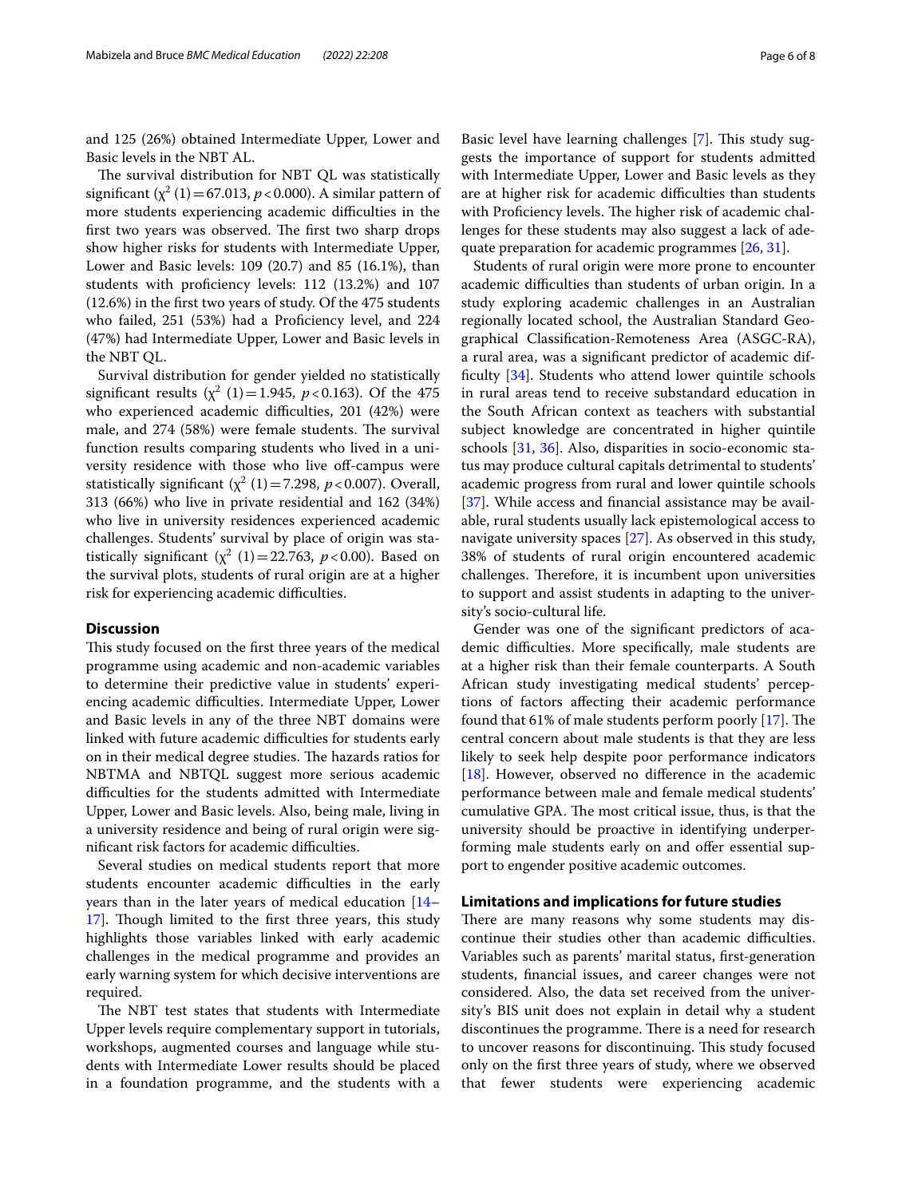and 125 (26%) obtained Intermediate Upper, Lower and Basic levels in the NBT AL.

The survival distribution for NBT QL was statistically significant ($\chi^2$ (1) = 67.013, $p < 0.000$). A similar pattern of more students experiencing academic difficulties in the first two years was observed. The first two sharp drops show higher risks for students with Intermediate Upper, Lower and Basic levels: 109 (20.7) and 85 (16.1%), than students with proficiency levels: 112 (13.2%) and 107 (12.6%) in the first two years of study. Of the 475 students who failed, 251 (53%) had a Proficiency level, and 224 (47%) had Intermediate Upper, Lower and Basic levels in the NBT QL.

Survival distribution for gender yielded no statistically significant results ($\chi^2$ (1) = 1.945, $p < 0.163$). Of the 475 who experienced academic difficulties, 201 (42%) were male, and 274 (58%) were female students. The survival function results comparing students who lived in a university residence with those who live off-campus were statistically significant ($\chi^2$ (1) = 7.298, $p < 0.007$). Overall, 313 (66%) who live in private residential and 162 (34%) who live in university residences experienced academic challenges. Students' survival by place of origin was statistically significant ($\chi^2$ (1) = 22.763, $p < 0.00$). Based on the survival plots, students of rural origin are at a higher risk for experiencing academic difficulties.

## Discussion

This study focused on the first three years of the medical programme using academic and non-academic variables to determine their predictive value in students' experiencing academic difficulties. Intermediate Upper, Lower and Basic levels in any of the three NBT domains were linked with future academic difficulties for students early on in their medical degree studies. The hazards ratios for NBTMA and NBTQL suggest more serious academic difficulties for the students admitted with Intermediate Upper, Lower and Basic levels. Also, being male, living in a university residence and being of rural origin were significant risk factors for academic difficulties.

Several studies on medical students report that more students encounter academic difficulties in the early years than in the later years of medical education [14–17]. Though limited to the first three years, this study highlights those variables linked with early academic challenges in the medical programme and provides an early warning system for which decisive interventions are required.

The NBT test states that students with Intermediate Upper levels require complementary support in tutorials, workshops, augmented courses and language while students with Intermediate Lower results should be placed in a foundation programme, and the students with a Basic level have learning challenges [7]. This study suggests the importance of support for students admitted with Intermediate Upper, Lower and Basic levels as they are at higher risk for academic difficulties than students with Proficiency levels. The higher risk of academic challenges for these students may also suggest a lack of adequate preparation for academic programmes [26, 31].

Students of rural origin were more prone to encounter academic difficulties than students of urban origin. In a study exploring academic challenges in an Australian regionally located school, the Australian Standard Geographical Classification-Remoteness Area (ASGC-RA), a rural area, was a significant predictor of academic difficulty [34]. Students who attend lower quintile schools in rural areas tend to receive substandard education in the South African context as teachers with substantial subject knowledge are concentrated in higher quintile schools [31, 36]. Also, disparities in socio-economic status may produce cultural capitals detrimental to students' academic progress from rural and lower quintile schools [37]. While access and financial assistance may be available, rural students usually lack epistemological access to navigate university spaces [27]. As observed in this study, 38% of students of rural origin encountered academic challenges. Therefore, it is incumbent upon universities to support and assist students in adapting to the university's socio-cultural life.

Gender was one of the significant predictors of academic difficulties. More specifically, male students are at a higher risk than their female counterparts. A South African study investigating medical students' perceptions of factors affecting their academic performance found that 61% of male students perform poorly [17]. The central concern about male students is that they are less likely to seek help despite poor performance indicators [18]. However, observed no difference in the academic performance between male and female medical students' cumulative GPA. The most critical issue, thus, is that the university should be proactive in identifying underperforming male students early on and offer essential support to engender positive academic outcomes.

## Limitations and implications for future studies

There are many reasons why some students may discontinue their studies other than academic difficulties. Variables such as parents' marital status, first-generation students, financial issues, and career changes were not considered. Also, the data set received from the university's BIS unit does not explain in detail why a student discontinues the programme. There is a need for research to uncover reasons for discontinuing. This study focused only on the first three years of study, where we observed that fewer students were experiencing academic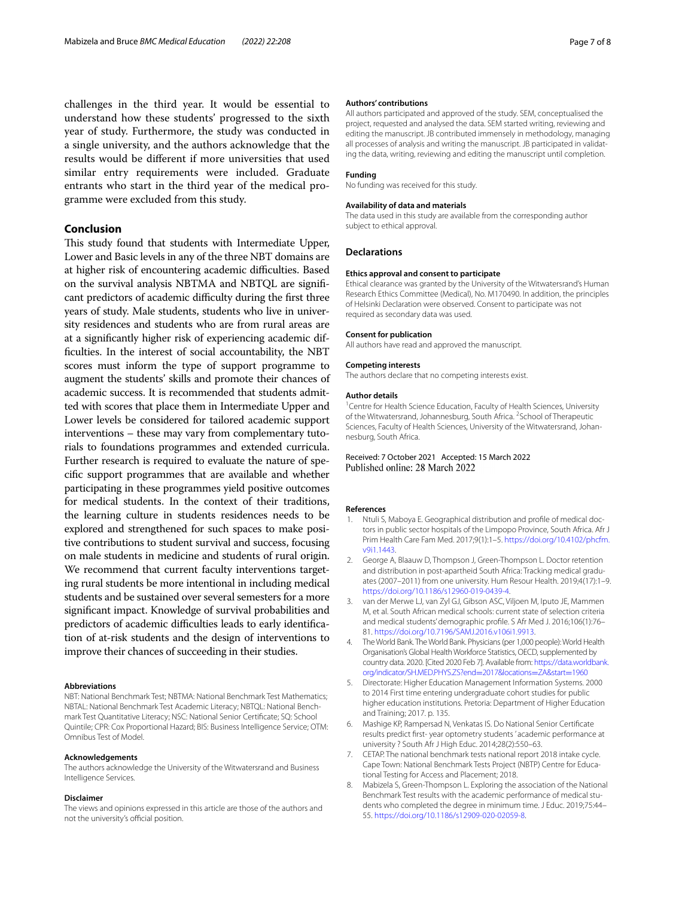challenges in the third year. It would be essential to understand how these students' progressed to the sixth year of study. Furthermore, the study was conducted in a single university, and the authors acknowledge that the results would be different if more universities that used similar entry requirements were included. Graduate entrants who start in the third year of the medical programme were excluded from this study.

## Conclusion

This study found that students with Intermediate Upper, Lower and Basic levels in any of the three NBT domains are at higher risk of encountering academic difficulties. Based on the survival analysis NBTMA and NBTQL are significant predictors of academic difficulty during the first three years of study. Male students, students who live in university residences and students who are from rural areas are at a significantly higher risk of experiencing academic difficulties. In the interest of social accountability, the NBT scores must inform the type of support programme to augment the students' skills and promote their chances of academic success. It is recommended that students admitted with scores that place them in Intermediate Upper and Lower levels be considered for tailored academic support interventions – these may vary from complementary tutorials to foundations programmes and extended curricula. Further research is required to evaluate the nature of specific support programmes that are available and whether participating in these programmes yield positive outcomes for medical students. In the context of their traditions, the learning culture in students residences needs to be explored and strengthened for such spaces to make positive contributions to student survival and success, focusing on male students in medicine and students of rural origin. We recommend that current faculty interventions targeting rural students be more intentional in including medical students and be sustained over several semesters for a more significant impact. Knowledge of survival probabilities and predictors of academic difficulties leads to early identification of at-risk students and the design of interventions to improve their chances of succeeding in their studies.

#### Abbreviations

NBT: National Benchmark Test; NBTMA: National Benchmark Test Mathematics; NBTAL: National Benchmark Test Academic Literacy; NBTQL: National Benchmark Test Quantitative Literacy; NSC: National Senior Certificate; SQ: School Quintile; CPR: Cox Proportional Hazard; BIS: Business Intelligence Service; OTM: Omnibus Test of Model.

#### Acknowledgements

The authors acknowledge the University of the Witwatersrand and Business Intelligence Services.

#### Disclaimer

The views and opinions expressed in this article are those of the authors and not the university's official position.

#### Authors' contributions

All authors participated and approved of the study. SEM, conceptualised the project, requested and analysed the data. SEM started writing, reviewing and editing the manuscript. JB contributed immensely in methodology, managing all processes of analysis and writing the manuscript. JB participated in validating the data, writing, reviewing and editing the manuscript until completion.

#### Funding

No funding was received for this study.

#### Availability of data and materials

The data used in this study are available from the corresponding author subject to ethical approval.

## Declarations

#### Ethics approval and consent to participate

Ethical clearance was granted by the University of the Witwatersrand's Human Research Ethics Committee (Medical), No. M170490. In addition, the principles of Helsinki Declaration were observed. Consent to participate was not required as secondary data was used.

#### Consent for publication

All authors have read and approved the manuscript.

#### Competing interests

The authors declare that no competing interests exist.

#### Author details

[1] Centre for Health Science Education, Faculty of Health Sciences, University of the Witwatersrand, Johannesburg, South Africa. [2] School of Therapeutic Sciences, Faculty of Health Sciences, University of the Witwatersrand, Johannesburg, South Africa.

Received: 7 October 2021 Accepted: 15 March 2022
Published online: 28 March 2022

#### References

1. Ntuli S, Maboya E. Geographical distribution and profile of medical doctors in public sector hospitals of the Limpopo Province, South Africa. Afr J Prim Health Care Fam Med. 2017;9(1):1–5. https://doi.org/10.4102/phcfm.v9i1.1443.
2. George A, Blaauw D, Thompson J, Green-Thompson L. Doctor retention and distribution in post-apartheid South Africa: Tracking medical graduates (2007–2011) from one university. Hum Resour Health. 2019;4(17):1–9. https://doi.org/10.1186/s12960-019-0439-4.
3. van der Merwe LJ, van Zyl GJ, Gibson ASC, Viljoen M, Iputo JE, Mammen M, et al. South African medical schools: current state of selection criteria and medical students' demographic profile. S Afr Med J. 2016;106(1):76–81. https://doi.org/10.7196/SAMJ.2016.v106i1.9913.
4. The World Bank. The World Bank. Physicians (per 1,000 people): World Health Organisation's Global Health Workforce Statistics, OECD, supplemented by country data. 2020. [Cited 2020 Feb 7]. Available from: https://data.worldbank.org/indicator/SH.MED.PHYS.ZS?end=2017&locations=ZA&start=1960
5. Directorate: Higher Education Management Information Systems. 2000 to 2014 First time entering undergraduate cohort studies for public higher education institutions. Pretoria: Department of Higher Education and Training; 2017. p. 135.
6. Mashige KP, Rampersad N, Venkatas IS. Do National Senior Certificate results predict first- year optometry students 'academic performance at university ? South Afr J High Educ. 2014;28(2):550–63.
7. CETAP. The national benchmark tests national report 2018 intake cycle. Cape Town: National Benchmark Tests Project (NBTP) Centre for Educational Testing for Access and Placement; 2018.
8. Mabizela S, Green-Thompson L. Exploring the association of the National Benchmark Test results with the academic performance of medical students who completed the degree in minimum time. J Educ. 2019;75:44–55. https://doi.org/10.1186/s12909-020-02059-8.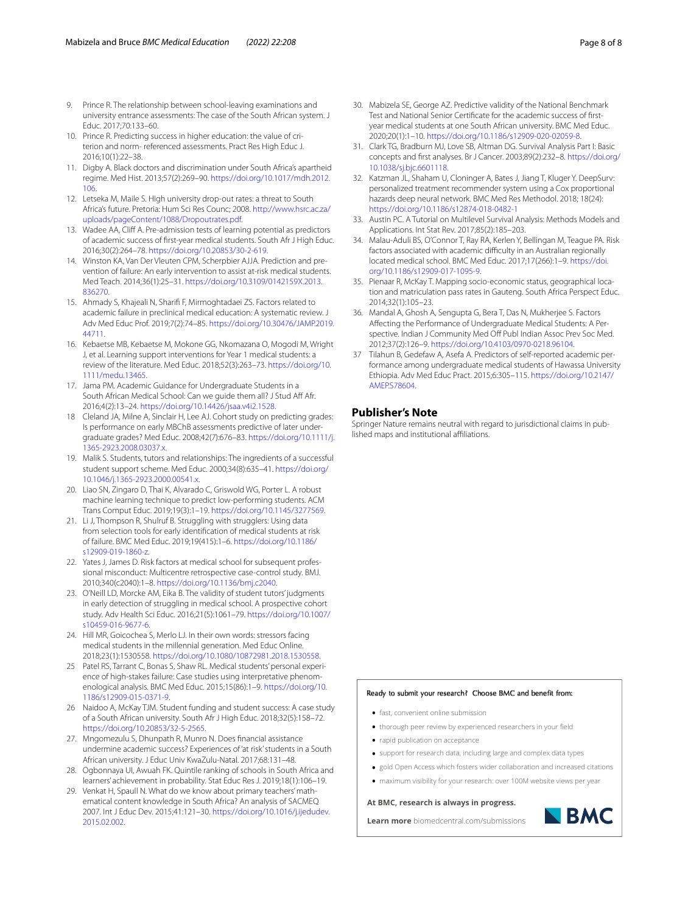9. Prince R. The relationship between school-leaving examinations and university entrance assessments: The case of the South African system. J Educ. 2017;70:133–60.
10. Prince R. Predicting success in higher education: the value of criterion and norm- referenced assessments. Pract Res High Educ J. 2016;10(1):22–38.
11. Digby A. Black doctors and discrimination under South Africa's apartheid regime. Med Hist. 2013;57(2):269–90. https://doi.org/10.1017/mdh.2012.106.
12. Letseka M, Maile S. High university drop-out rates: a threat to South Africa's future. Pretoria: Hum Sci Res Counc; 2008. http://www.hsrc.ac.za/uploads/pageContent/1088/Dropoutrates.pdf.
13. Wadee AA, Cliff A. Pre-admission tests of learning potential as predictors of academic success of first-year medical students. South Afr J High Educ. 2016;30(2):264–78. https://doi.org/10.20853/30-2-619.
14. Winston KA, Van Der Vleuten CPM, Scherpbier AJJA. Prediction and prevention of failure: An early intervention to assist at-risk medical students. Med Teach. 2014;36(1):25–31. https://doi.org/10.3109/0142159X.2013.836270.
15. Ahmady S, Khajeali N, Sharifi F, Mirmoghtadaei ZS. Factors related to academic failure in preclinical medical education: A systematic review. J Adv Med Educ Prof. 2019;7(2):74–85. https://doi.org/10.30476/JAMP.2019.44711.
16. Kebaetse MB, Kebaetse M, Mokone GG, Nkomazana O, Mogodi M, Wright J, et al. Learning support interventions for Year 1 medical students: a review of the literature. Med Educ. 2018;52(3):263–73. https://doi.org/10.1111/medu.13465.
17. Jama PM. Academic Guidance for Undergraduate Students in a South African Medical School: Can we guide them all? J Stud Aff Afr. 2016;4(2):13–24. https://doi.org/10.14426/jsaa.v4i2.1528.
18 Cleland JA, Milne A, Sinclair H, Lee AJ. Cohort study on predicting grades: Is performance on early MBChB assessments predictive of later undergraduate grades? Med Educ. 2008;42(7):676–83. https://doi.org/10.1111/j.1365-2923.2008.03037.x.
19. Malik S. Students, tutors and relationships: The ingredients of a successful student support scheme. Med Educ. 2000;34(8):635–41. https://doi.org/10.1046/j.1365-2923.2000.00541.x.
20. Liao SN, Zingaro D, Thai K, Alvarado C, Griswold WG, Porter L. A robust machine learning technique to predict low-performing students. ACM Trans Comput Educ. 2019;19(3):1–19. https://doi.org/10.1145/3277569.
21. Li J, Thompson R, Shulruf B. Struggling with strugglers: Using data from selection tools for early identification of medical students at risk of failure. BMC Med Educ. 2019;19(415):1–6. https://doi.org/10.1186/s12909-019-1860-z.
22. Yates J, James D. Risk factors at medical school for subsequent professional misconduct: Multicentre retrospective case-control study. BMJ. 2010;340(c2040):1–8. https://doi.org/10.1136/bmj.c2040.
23. O'Neill LD, Morcke AM, Eika B. The validity of student tutors' judgments in early detection of struggling in medical school. A prospective cohort study. Adv Health Sci Educ. 2016;21(5):1061–79. https://doi.org/10.1007/s10459-016-9677-6.
24. Hill MR, Goicochea S, Merlo LJ. In their own words: stressors facing medical students in the millennial generation. Med Educ Online. 2018;23(1):1530558. https://doi.org/10.1080/10872981.2018.1530558.
25 Patel RS, Tarrant C, Bonas S, Shaw RL. Medical students' personal experience of high-stakes failure: Case studies using interpretative phenomenological analysis. BMC Med Educ. 2015;15(86):1–9. https://doi.org/10.1186/s12909-015-0371-9.
26 Naidoo A, McKay TJM. Student funding and student success: A case study of a South African university. South Afr J High Educ. 2018;32(5):158–72. https://doi.org/10.20853/32-5-2565.
27. Mngomezulu S, Dhunpath R, Munro N. Does financial assistance undermine academic success? Experiences of 'at risk' students in a South African university. J Educ Univ KwaZulu-Natal. 2017;68:131–48.
28. Ogbonnaya UI, Awuah FK. Quintile ranking of schools in South Africa and learners' achievement in probability. Stat Educ Res J. 2019;18(1):106–19.
29. Venkat H, Spaull N. What do we know about primary teachers' mathematical content knowledge in South Africa? An analysis of SACMEQ 2007. Int J Educ Dev. 2015;41:121–30. https://doi.org/10.1016/j.ijedudev.2015.02.002.
30. Mabizela SE, George AZ. Predictive validity of the National Benchmark Test and National Senior Certificate for the academic success of first-year medical students at one South African university. BMC Med Educ. 2020;20(1):1–10. https://doi.org/10.1186/s12909-020-02059-8.
31. Clark TG, Bradburn MJ, Love SB, Altman DG. Survival Analysis Part I: Basic concepts and first analyses. Br J Cancer. 2003;89(2):232–8. https://doi.org/10.1038/sj.bjc.6601118.
32. Katzman JL, Shaham U, Cloninger A, Bates J, Jiang T, Kluger Y. DeepSurv: personalized treatment recommender system using a Cox proportional hazards deep neural network. BMC Med Res Methodol. 2018; 18(24): https://doi.org/10.1186/s12874-018-0482-1
33. Austin PC. A Tutorial on Multilevel Survival Analysis: Methods Models and Applications. Int Stat Rev. 2017;85(2):185–203.
34. Malau-Aduli BS, O'Connor T, Ray RA, Kerlen Y, Bellingan M, Teague PA. Risk factors associated with academic difficulty in an Australian regionally located medical school. BMC Med Educ. 2017;17(266):1–9. https://doi.org/10.1186/s12909-017-1095-9.
35. Pienaar R, McKay T. Mapping socio-economic status, geographical location and matriculation pass rates in Gauteng. South Africa Perspect Educ. 2014;32(1):105–23.
36. Mandal A, Ghosh A, Sengupta G, Bera T, Das N, Mukherjee S. Factors Affecting the Performance of Undergraduate Medical Students: A Perspective. Indian J Community Med Off Publ Indian Assoc Prev Soc Med. 2012;37(2):126–9. https://doi.org/10.4103/0970-0218.96104.
37 Tilahun B, Gedefaw A, Asefa A. Predictors of self-reported academic performance among undergraduate medical students of Hawassa University Ethiopia. Adv Med Educ Pract. 2015;6:305–115. https://doi.org/10.2147/AMEP.S78604.

## Publisher's Note

Springer Nature remains neutral with regard to jurisdictional claims in published maps and institutional affiliations.

Ready to submit your research? Choose BMC and benefit from:

- fast, convenient online submission
- thorough peer review by experienced researchers in your field
- rapid publication on acceptance
- support for research data, including large and complex data types
- gold Open Access which fosters wider collaboration and increased citations
- maximum visibility for your research: over 100M website views per year

**At BMC, research is always in progress.**

**Learn more** biomedcentral.com/submissions

BMC